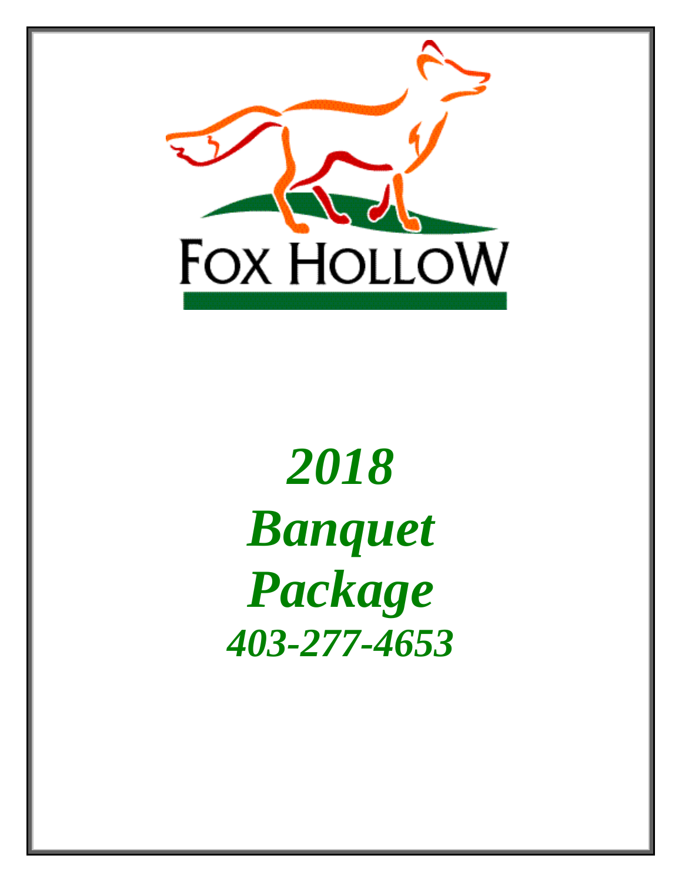FOX HOLLOW

# *2018 Banquet Package*

***403-277-4653***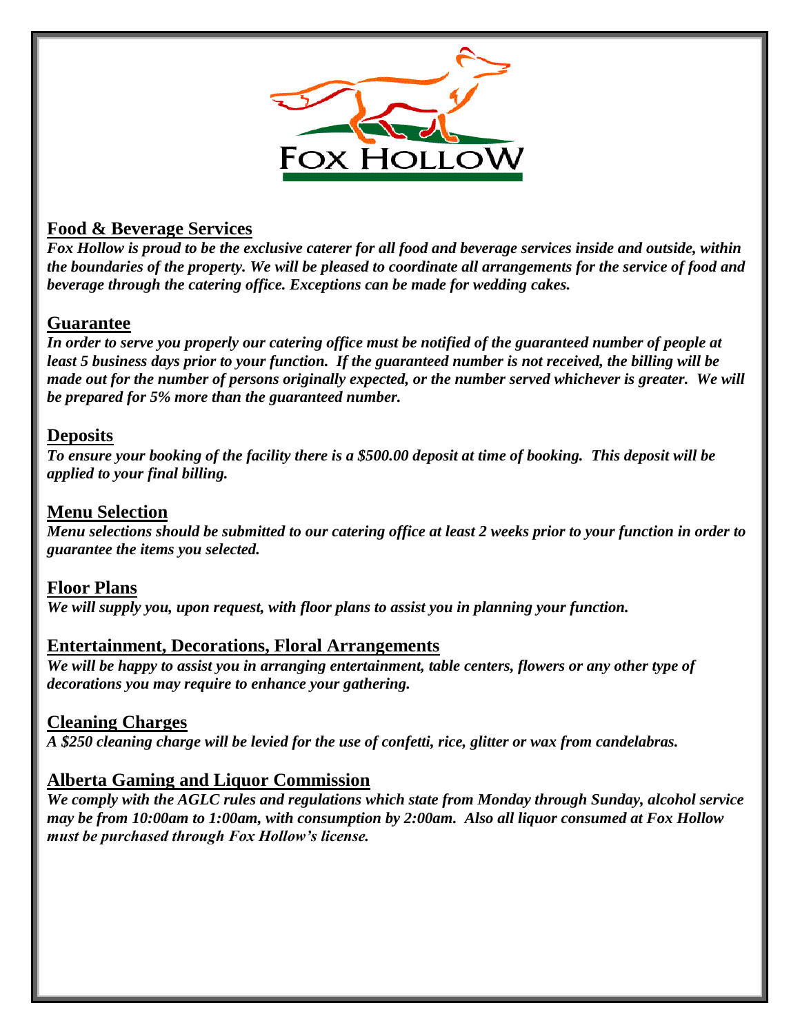# FOX HOLLOW

## Food & Beverage Services

***Fox Hollow is proud to be the exclusive caterer for all food and beverage services inside and outside, within the boundaries of the property. We will be pleased to coordinate all arrangements for the service of food and beverage through the catering office. Exceptions can be made for wedding cakes.***

## Guarantee

***In order to serve you properly our catering office must be notified of the guaranteed number of people at least 5 business days prior to your function. If the guaranteed number is not received, the billing will be made out for the number of persons originally expected, or the number served whichever is greater. We will be prepared for 5% more than the guaranteed number.***

## Deposits

***To ensure your booking of the facility there is a $500.00 deposit at time of booking. This deposit will be applied to your final billing.***

## Menu Selection

***Menu selections should be submitted to our catering office at least 2 weeks prior to your function in order to guarantee the items you selected.***

## Floor Plans

***We will supply you, upon request, with floor plans to assist you in planning your function.***

## Entertainment, Decorations, Floral Arrangements

***We will be happy to assist you in arranging entertainment, table centers, flowers or any other type of decorations you may require to enhance your gathering.***

## Cleaning Charges

***A $250 cleaning charge will be levied for the use of confetti, rice, glitter or wax from candelabras.***

## Alberta Gaming and Liquor Commission

***We comply with the AGLC rules and regulations which state from Monday through Sunday, alcohol service may be from 10:00am to 1:00am, with consumption by 2:00am. Also all liquor consumed at Fox Hollow must be purchased through Fox Hollow's license.***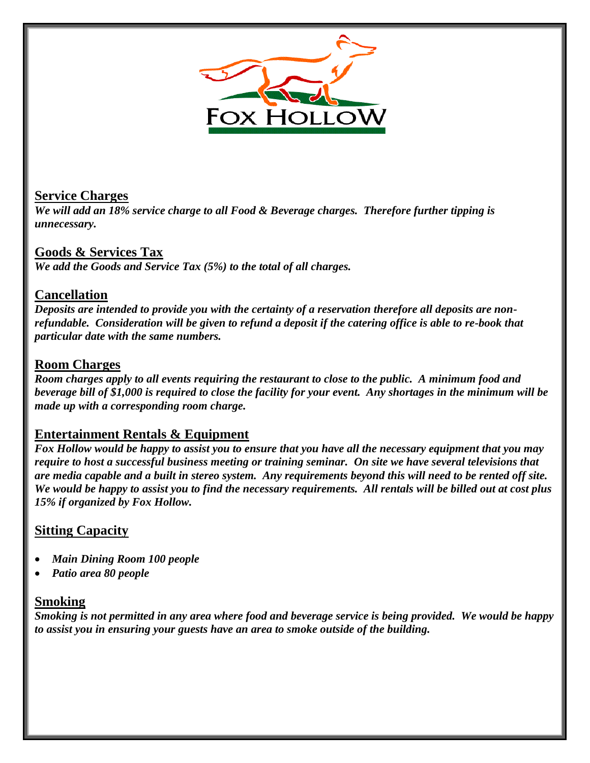## Service Charges

***We will add an 18% service charge to all Food & Beverage charges. Therefore further tipping is unnecessary.***

## Goods & Services Tax

***We add the Goods and Service Tax (5%) to the total of all charges.***

## Cancellation

***Deposits are intended to provide you with the certainty of a reservation therefore all deposits are non-refundable. Consideration will be given to refund a deposit if the catering office is able to re-book that particular date with the same numbers.***

## Room Charges

***Room charges apply to all events requiring the restaurant to close to the public. A minimum food and beverage bill of $1,000 is required to close the facility for your event. Any shortages in the minimum will be made up with a corresponding room charge.***

## Entertainment Rentals & Equipment

***Fox Hollow would be happy to assist you to ensure that you have all the necessary equipment that you may require to host a successful business meeting or training seminar. On site we have several televisions that are media capable and a built in stereo system. Any requirements beyond this will need to be rented off site. We would be happy to assist you to find the necessary requirements. All rentals will be billed out at cost plus 15% if organized by Fox Hollow.***

## Sitting Capacity

- ***Main Dining Room 100 people***
- ***Patio area 80 people***

## Smoking

***Smoking is not permitted in any area where food and beverage service is being provided. We would be happy to assist you in ensuring your guests have an area to smoke outside of the building.***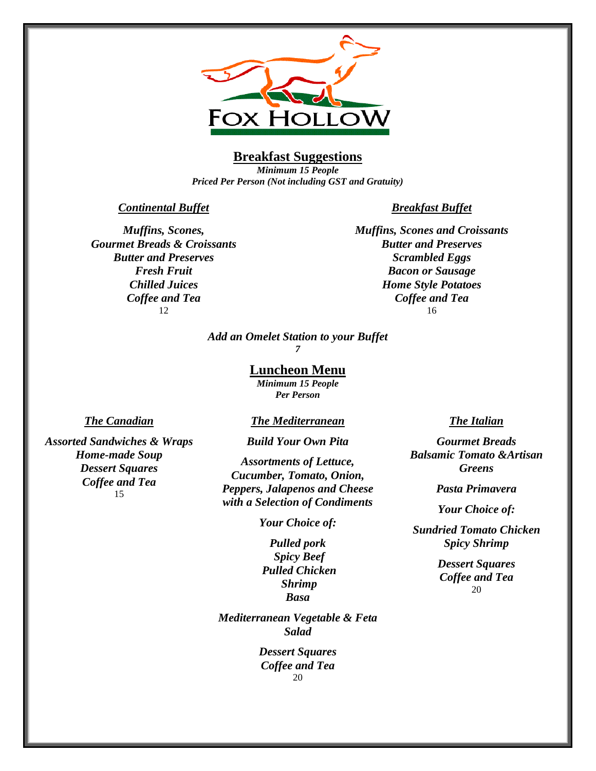# FOX HOLLOW

## Breakfast Suggestions

***Minimum 15 People***
***Priced Per Person (Not including GST and Gratuity)***

### *Continental Buffet*

***Muffins, Scones,***
***Gourmet Breads & Croissants***
***Butter and Preserves***
***Fresh Fruit***
***Chilled Juices***
***Coffee and Tea***
12

### *Breakfast Buffet*

***Muffins, Scones and Croissants***
***Butter and Preserves***
***Scrambled Eggs***
***Bacon or Sausage***
***Home Style Potatoes***
***Coffee and Tea***
16

***Add an Omelet Station to your Buffet***
***7***

## Luncheon Menu

***Minimum 15 People***
***Per Person***

### *The Canadian*

***Assorted Sandwiches & Wraps***
***Home-made Soup***
***Dessert Squares***
***Coffee and Tea***
15

### *The Mediterranean*

***Build Your Own Pita***

***Assortments of Lettuce, Cucumber, Tomato, Onion, Peppers, Jalapenos and Cheese with a Selection of Condiments***

***Your Choice of:***

***Pulled pork***
***Spicy Beef***
***Pulled Chicken***
***Shrimp***
***Basa***

***Mediterranean Vegetable & Feta Salad***

***Dessert Squares***
***Coffee and Tea***
20

### *The Italian*

***Gourmet Breads***
***Balsamic Tomato &Artisan Greens***

***Pasta Primavera***

***Your Choice of:***

***Sundried Tomato Chicken***
***Spicy Shrimp***

***Dessert Squares***
***Coffee and Tea***
20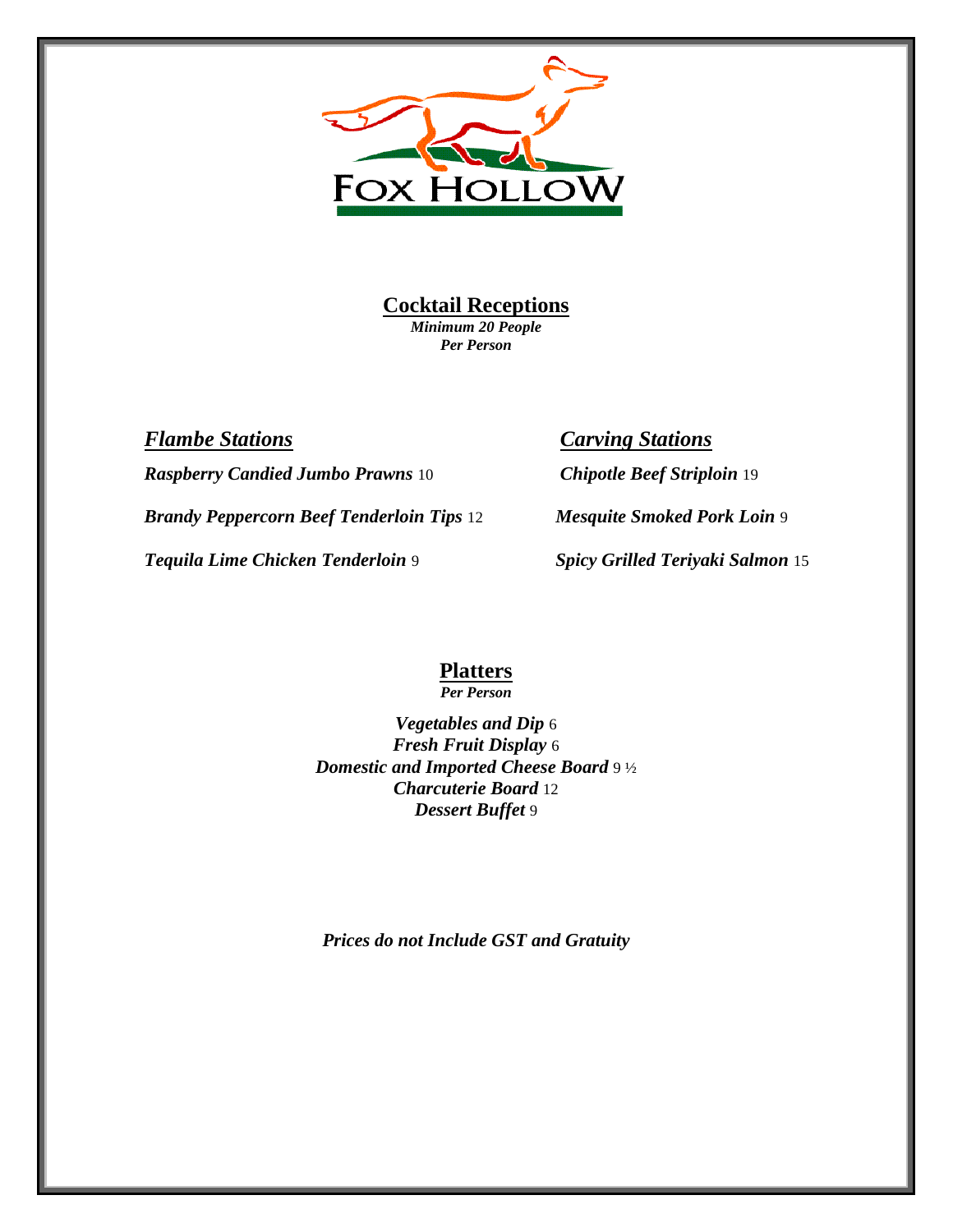# Fox Hollow

## Cocktail Receptions

***Minimum 20 People***
***Per Person***

### *Flambe Stations*

***Raspberry Candied Jumbo Prawns*** 10

***Brandy Peppercorn Beef Tenderloin Tips*** 12

***Tequila Lime Chicken Tenderloin*** 9

### *Carving Stations*

***Chipotle Beef Striploin*** 19

***Mesquite Smoked Pork Loin*** 9

***Spicy Grilled Teriyaki Salmon*** 15

## Platters

***Per Person***

***Vegetables and Dip*** 6
***Fresh Fruit Display*** 6
***Domestic and Imported Cheese Board*** 9 ½
***Charcuterie Board*** 12
***Dessert Buffet*** 9

***Prices do not Include GST and Gratuity***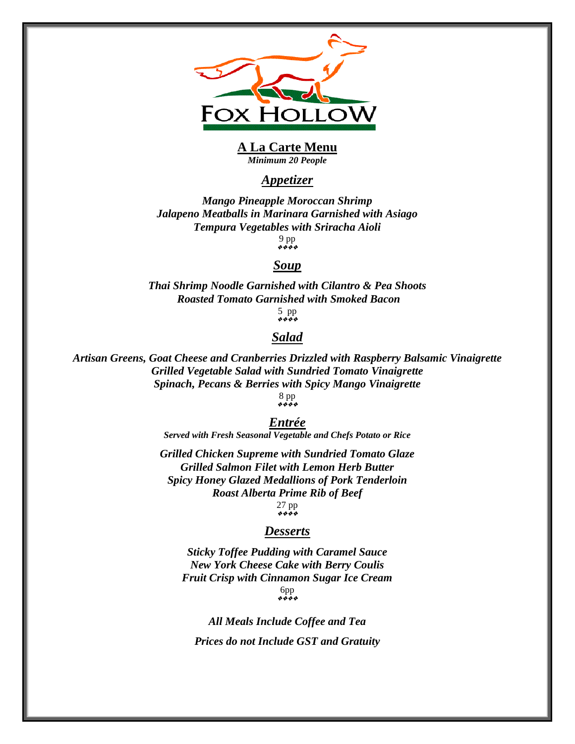# Fox Hollow

## A La Carte Menu

***Minimum 20 People***

### *Appetizer*

***Mango Pineapple Moroccan Shrimp***
***Jalapeno Meatballs in Marinara Garnished with Asiago***
***Tempura Vegetables with Sriracha Aioli***

9 pp

### *Soup*

***Thai Shrimp Noodle Garnished with Cilantro & Pea Shoots***
***Roasted Tomato Garnished with Smoked Bacon***

5 pp

### *Salad*

***Artisan Greens, Goat Cheese and Cranberries Drizzled with Raspberry Balsamic Vinaigrette***
***Grilled Vegetable Salad with Sundried Tomato Vinaigrette***
***Spinach, Pecans & Berries with Spicy Mango Vinaigrette***

8 pp

### *Entrée*

***Served with Fresh Seasonal Vegetable and Chefs Potato or Rice***

***Grilled Chicken Supreme with Sundried Tomato Glaze***
***Grilled Salmon Filet with Lemon Herb Butter***
***Spicy Honey Glazed Medallions of Pork Tenderloin***
***Roast Alberta Prime Rib of Beef***

27 pp

### *Desserts*

***Sticky Toffee Pudding with Caramel Sauce***
***New York Cheese Cake with Berry Coulis***
***Fruit Crisp with Cinnamon Sugar Ice Cream***

6pp

***All Meals Include Coffee and Tea***

***Prices do not Include GST and Gratuity***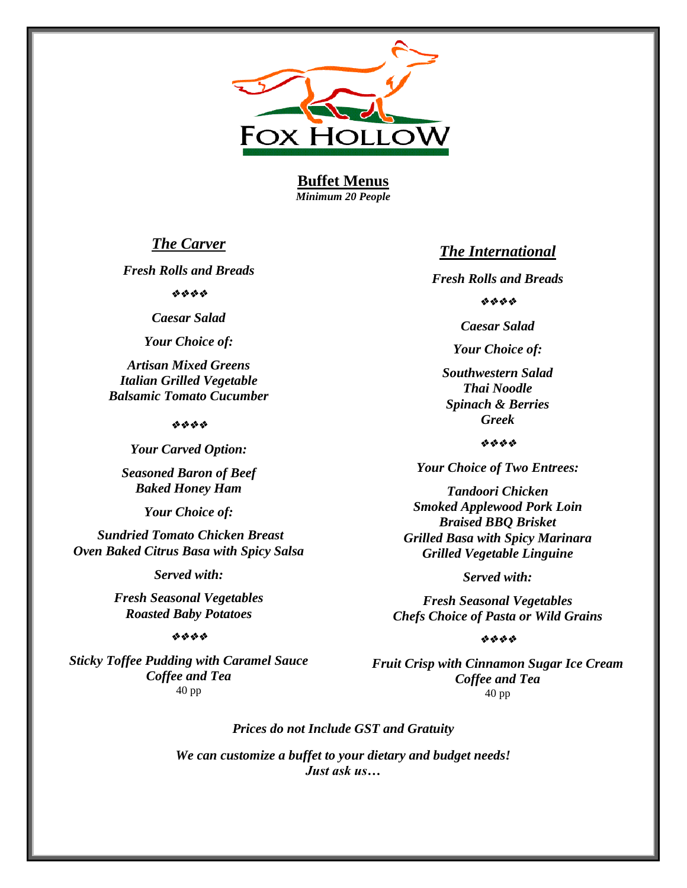# FOX HOLLOW

## Buffet Menus

***Minimum 20 People***

### *The Carver*

***Fresh Rolls and Breads***

❖❖❖❖

***Caesar Salad***

***Your Choice of:***

***Artisan Mixed Greens***
***Italian Grilled Vegetable***
***Balsamic Tomato Cucumber***

❖❖❖❖

***Your Carved Option:***

***Seasoned Baron of Beef***
***Baked Honey Ham***

***Your Choice of:***

***Sundried Tomato Chicken Breast***
***Oven Baked Citrus Basa with Spicy Salsa***

***Served with:***

***Fresh Seasonal Vegetables***
***Roasted Baby Potatoes***

❖❖❖❖

***Sticky Toffee Pudding with Caramel Sauce***
***Coffee and Tea***
40 pp

### *The International*

***Fresh Rolls and Breads***

❖❖❖❖

***Caesar Salad***

***Your Choice of:***

***Southwestern Salad***
***Thai Noodle***
***Spinach & Berries***
***Greek***

❖❖❖❖

***Your Choice of Two Entrees:***

***Tandoori Chicken***
***Smoked Applewood Pork Loin***
***Braised BBQ Brisket***
***Grilled Basa with Spicy Marinara***
***Grilled Vegetable Linguine***

***Served with:***

***Fresh Seasonal Vegetables***
***Chefs Choice of Pasta or Wild Grains***

❖❖❖❖

***Fruit Crisp with Cinnamon Sugar Ice Cream***
***Coffee and Tea***
40 pp

***Prices do not Include GST and Gratuity***

***We can customize a buffet to your dietary and budget needs!***
***Just ask us…***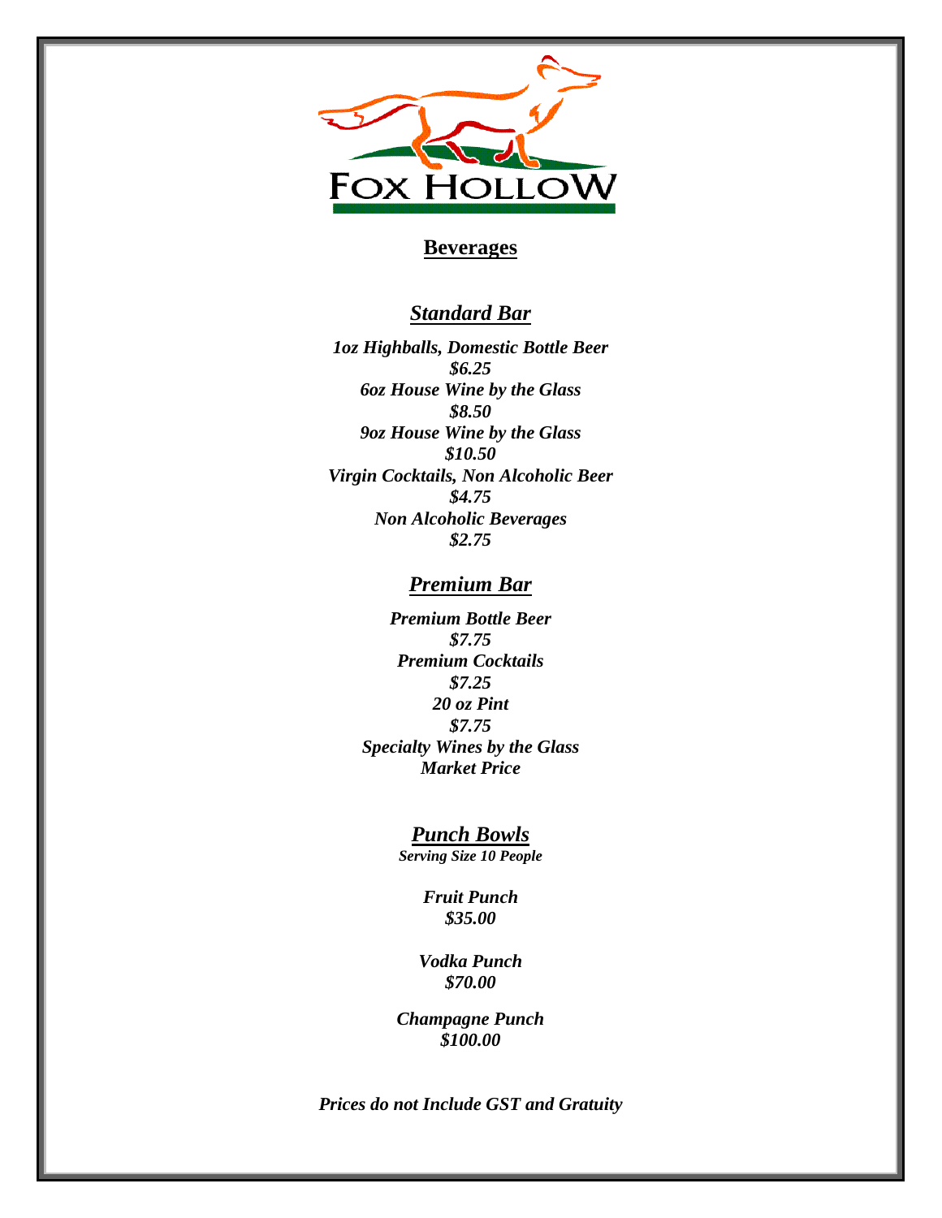# FOX HOLLOW

## Beverages

### *Standard Bar*

***1oz Highballs, Domestic Bottle Beer***
***$6.25***
***6oz House Wine by the Glass***
***$8.50***
***9oz House Wine by the Glass***
***$10.50***
***Virgin Cocktails, Non Alcoholic Beer***
***$4.75***
***Non Alcoholic Beverages***
***$2.75***

### *Premium Bar*

***Premium Bottle Beer***
***$7.75***
***Premium Cocktails***
***$7.25***
***20 oz Pint***
***$7.75***
***Specialty Wines by the Glass***
***Market Price***

### *Punch Bowls*

***Serving Size 10 People***

***Fruit Punch***
***$35.00***

***Vodka Punch***
***$70.00***

***Champagne Punch***
***$100.00***

***Prices do not Include GST and Gratuity***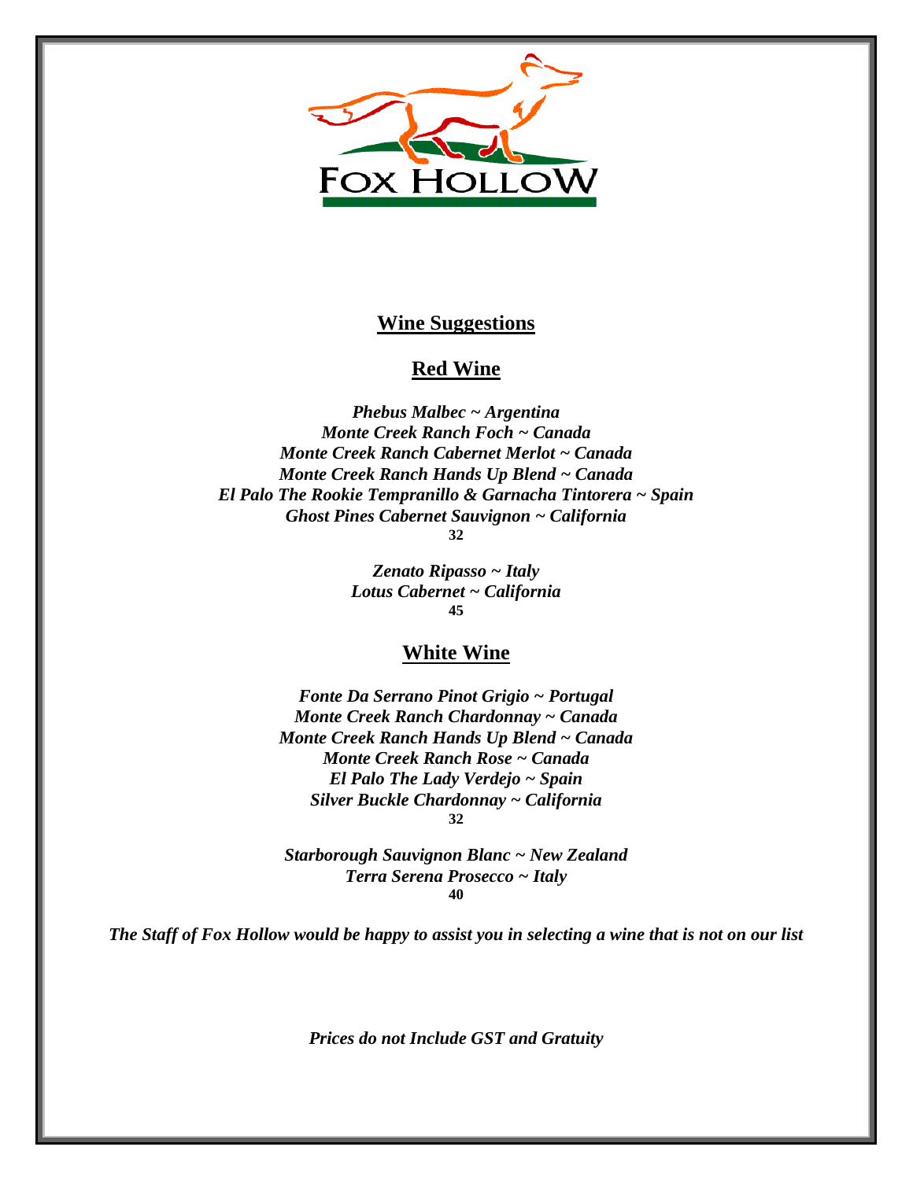FOX HOLLOW

## Wine Suggestions

### Red Wine

***Phebus Malbec ~ Argentina***
***Monte Creek Ranch Foch ~ Canada***
***Monte Creek Ranch Cabernet Merlot ~ Canada***
***Monte Creek Ranch Hands Up Blend ~ Canada***
***El Palo The Rookie Tempranillo & Garnacha Tintorera ~ Spain***
***Ghost Pines Cabernet Sauvignon ~ California***
**32**

***Zenato Ripasso ~ Italy***
***Lotus Cabernet ~ California***
**45**

### White Wine

***Fonte Da Serrano Pinot Grigio ~ Portugal***
***Monte Creek Ranch Chardonnay ~ Canada***
***Monte Creek Ranch Hands Up Blend ~ Canada***
***Monte Creek Ranch Rose ~ Canada***
***El Palo The Lady Verdejo ~ Spain***
***Silver Buckle Chardonnay ~ California***
**32**

***Starborough Sauvignon Blanc ~ New Zealand***
***Terra Serena Prosecco ~ Italy***
**40**

***The Staff of Fox Hollow would be happy to assist you in selecting a wine that is not on our list***

***Prices do not Include GST and Gratuity***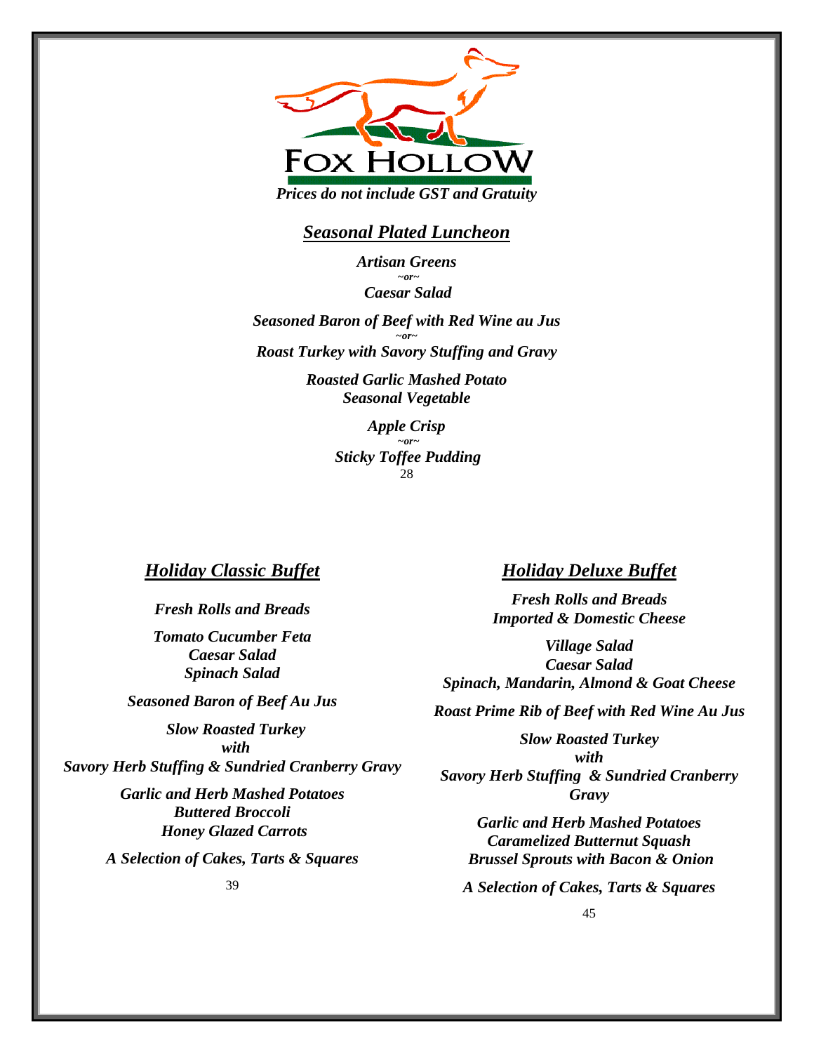# FOX HOLLOW

*Prices do not include GST and Gratuity*

## Seasonal Plated Luncheon

***Artisan Greens***
*~or~*
***Caesar Salad***

***Seasoned Baron of Beef with Red Wine au Jus***
*~or~*
***Roast Turkey with Savory Stuffing and Gravy***

***Roasted Garlic Mashed Potato***
***Seasonal Vegetable***

***Apple Crisp***
*~or~*
***Sticky Toffee Pudding***

28

## Holiday Classic Buffet

***Fresh Rolls and Breads***

***Tomato Cucumber Feta***
***Caesar Salad***
***Spinach Salad***

***Seasoned Baron of Beef Au Jus***

***Slow Roasted Turkey***
***with***
***Savory Herb Stuffing & Sundried Cranberry Gravy***

***Garlic and Herb Mashed Potatoes***
***Buttered Broccoli***
***Honey Glazed Carrots***

***A Selection of Cakes, Tarts & Squares***

39

## Holiday Deluxe Buffet

***Fresh Rolls and Breads***
***Imported & Domestic Cheese***

***Village Salad***
***Caesar Salad***
***Spinach, Mandarin, Almond & Goat Cheese***

***Roast Prime Rib of Beef with Red Wine Au Jus***

***Slow Roasted Turkey***
***with***
***Savory Herb Stuffing & Sundried Cranberry Gravy***

***Garlic and Herb Mashed Potatoes***
***Caramelized Butternut Squash***
***Brussel Sprouts with Bacon & Onion***

***A Selection of Cakes, Tarts & Squares***

45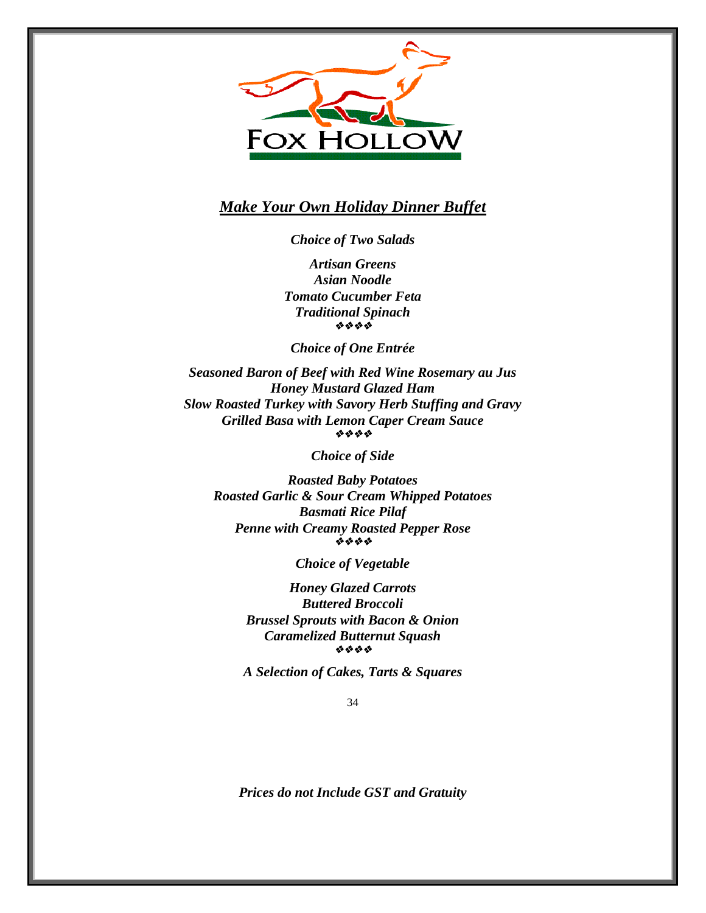# FOX HOLLOW

## *Make Your Own Holiday Dinner Buffet*

***Choice of Two Salads***

***Artisan Greens***
***Asian Noodle***
***Tomato Cucumber Feta***
***Traditional Spinach***

❖❖❖❖

***Choice of One Entrée***

***Seasoned Baron of Beef with Red Wine Rosemary au Jus***
***Honey Mustard Glazed Ham***
***Slow Roasted Turkey with Savory Herb Stuffing and Gravy***
***Grilled Basa with Lemon Caper Cream Sauce***

❖❖❖❖

***Choice of Side***

***Roasted Baby Potatoes***
***Roasted Garlic & Sour Cream Whipped Potatoes***
***Basmati Rice Pilaf***
***Penne with Creamy Roasted Pepper Rose***

❖❖❖❖

***Choice of Vegetable***

***Honey Glazed Carrots***
***Buttered Broccoli***
***Brussel Sprouts with Bacon & Onion***
***Caramelized Butternut Squash***

❖❖❖❖

***A Selection of Cakes, Tarts & Squares***

34

***Prices do not Include GST and Gratuity***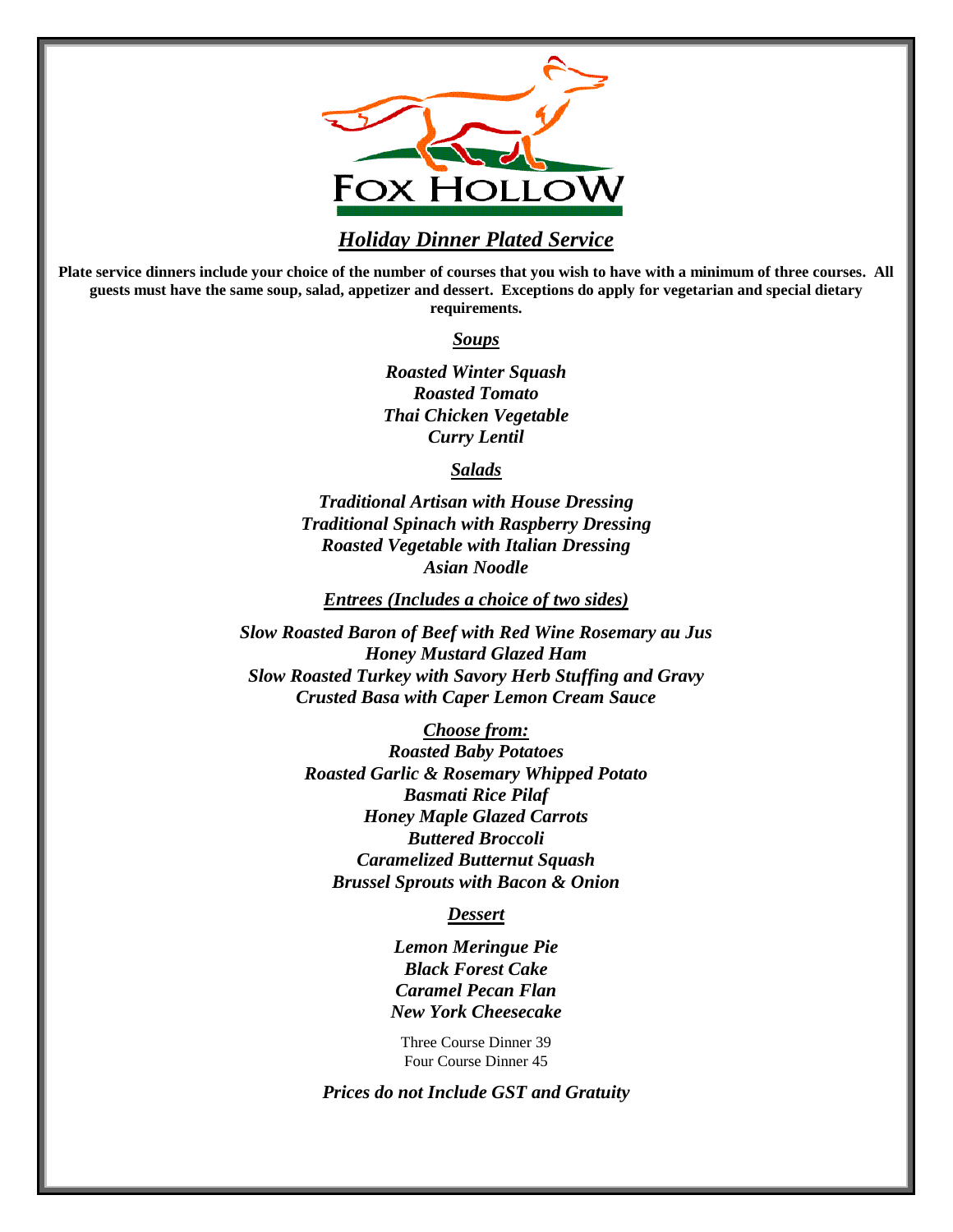FOX HOLLOW

# *Holiday Dinner Plated Service*

**Plate service dinners include your choice of the number of courses that you wish to have with a minimum of three courses. All guests must have the same soup, salad, appetizer and dessert. Exceptions do apply for vegetarian and special dietary requirements.**

## *Soups*

***Roasted Winter Squash***
***Roasted Tomato***
***Thai Chicken Vegetable***
***Curry Lentil***

## *Salads*

***Traditional Artisan with House Dressing***
***Traditional Spinach with Raspberry Dressing***
***Roasted Vegetable with Italian Dressing***
***Asian Noodle***

## *Entrees (Includes a choice of two sides)*

***Slow Roasted Baron of Beef with Red Wine Rosemary au Jus***
***Honey Mustard Glazed Ham***
***Slow Roasted Turkey with Savory Herb Stuffing and Gravy***
***Crusted Basa with Caper Lemon Cream Sauce***

### *Choose from:*

***Roasted Baby Potatoes***
***Roasted Garlic & Rosemary Whipped Potato***
***Basmati Rice Pilaf***
***Honey Maple Glazed Carrots***
***Buttered Broccoli***
***Caramelized Butternut Squash***
***Brussel Sprouts with Bacon & Onion***

## *Dessert*

***Lemon Meringue Pie***
***Black Forest Cake***
***Caramel Pecan Flan***
***New York Cheesecake***

Three Course Dinner 39
Four Course Dinner 45

***Prices do not Include GST and Gratuity***